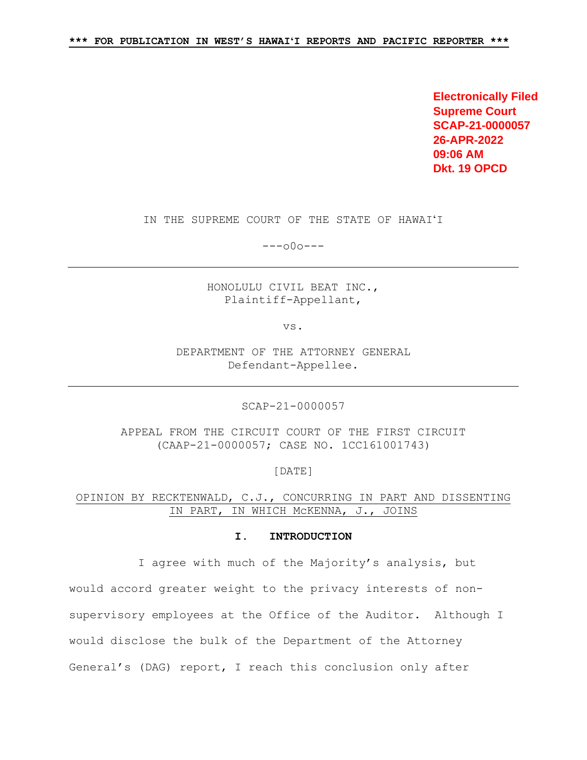**\*\*\* FOR PUBLICATION IN WEST'S HAWAIʻI REPORTS AND PACIFIC REPORTER \*\*\***

Electronically Filed
Supreme Court
SCAP-21-0000057
26-APR-2022
09:06 AM
Dkt. 19 OPCD

IN THE SUPREME COURT OF THE STATE OF HAWAIʻI

---o0o---

---

HONOLULU CIVIL BEAT INC.,
Plaintiff-Appellant,

vs.

DEPARTMENT OF THE ATTORNEY GENERAL
Defendant-Appellee.

---

SCAP-21-0000057

APPEAL FROM THE CIRCUIT COURT OF THE FIRST CIRCUIT
(CAAP-21-0000057; CASE NO. 1CC161001743)

[DATE]

OPINION BY RECKTENWALD, C.J., CONCURRING IN PART AND DISSENTING IN PART, IN WHICH McKENNA, J., JOINS

## I. INTRODUCTION

I agree with much of the Majority's analysis, but would accord greater weight to the privacy interests of non-supervisory employees at the Office of the Auditor. Although I would disclose the bulk of the Department of the Attorney General's (DAG) report, I reach this conclusion only after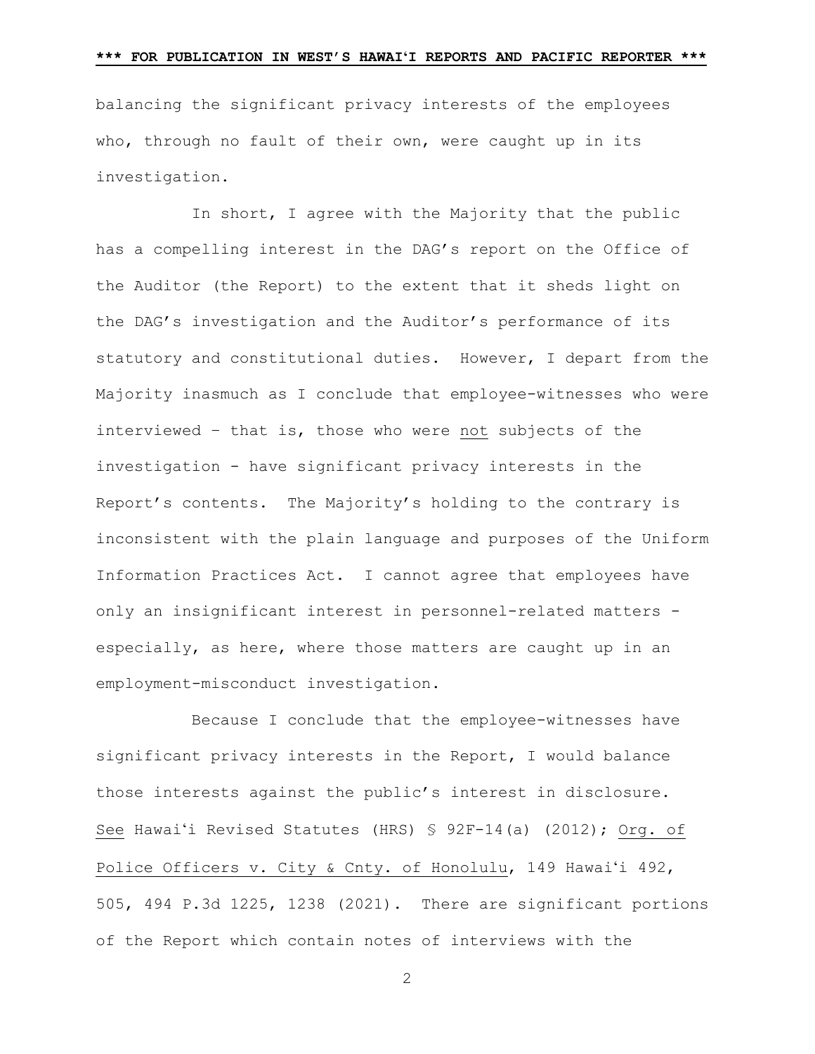balancing the significant privacy interests of the employees who, through no fault of their own, were caught up in its investigation.

In short, I agree with the Majority that the public has a compelling interest in the DAG's report on the Office of the Auditor (the Report) to the extent that it sheds light on the DAG's investigation and the Auditor's performance of its statutory and constitutional duties. However, I depart from the Majority inasmuch as I conclude that employee-witnesses who were interviewed – that is, those who were <u>not</u> subjects of the investigation - have significant privacy interests in the Report's contents. The Majority's holding to the contrary is inconsistent with the plain language and purposes of the Uniform Information Practices Act. I cannot agree that employees have only an insignificant interest in personnel-related matters - especially, as here, where those matters are caught up in an employment-misconduct investigation.

Because I conclude that the employee-witnesses have significant privacy interests in the Report, I would balance those interests against the public's interest in disclosure. <u>See</u> Hawaiʻi Revised Statutes (HRS) § 92F-14(a) (2012); <u>Org. of Police Officers v. City & Cnty. of Honolulu</u>, 149 Hawaiʻi 492, 505, 494 P.3d 1225, 1238 (2021). There are significant portions of the Report which contain notes of interviews with the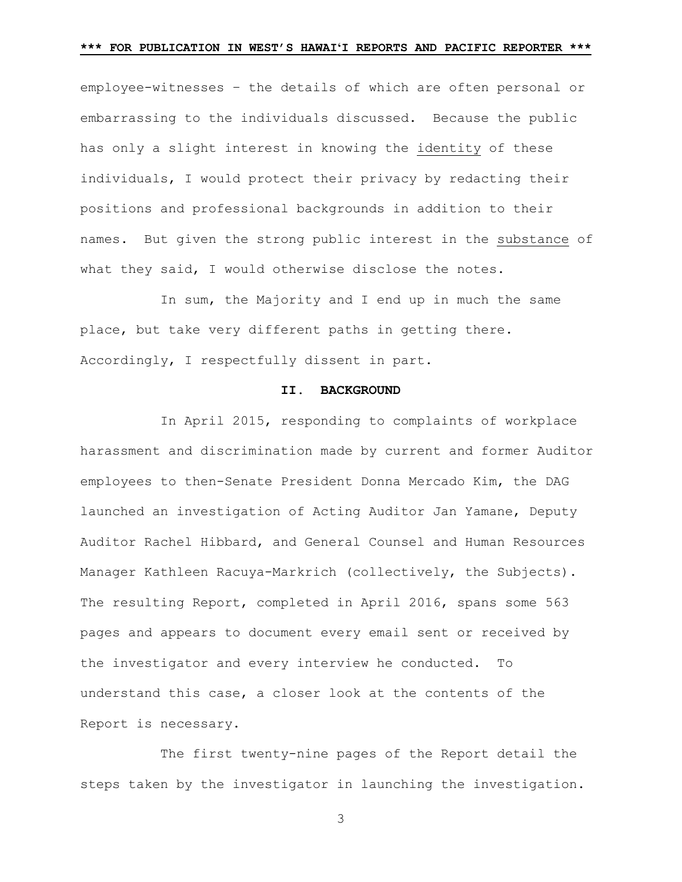employee-witnesses – the details of which are often personal or embarrassing to the individuals discussed. Because the public has only a slight interest in knowing the identity of these individuals, I would protect their privacy by redacting their positions and professional backgrounds in addition to their names. But given the strong public interest in the substance of what they said, I would otherwise disclose the notes.

In sum, the Majority and I end up in much the same place, but take very different paths in getting there. Accordingly, I respectfully dissent in part.

## II. BACKGROUND

In April 2015, responding to complaints of workplace harassment and discrimination made by current and former Auditor employees to then-Senate President Donna Mercado Kim, the DAG launched an investigation of Acting Auditor Jan Yamane, Deputy Auditor Rachel Hibbard, and General Counsel and Human Resources Manager Kathleen Racuya-Markrich (collectively, the Subjects). The resulting Report, completed in April 2016, spans some 563 pages and appears to document every email sent or received by the investigator and every interview he conducted. To understand this case, a closer look at the contents of the Report is necessary.

The first twenty-nine pages of the Report detail the steps taken by the investigator in launching the investigation.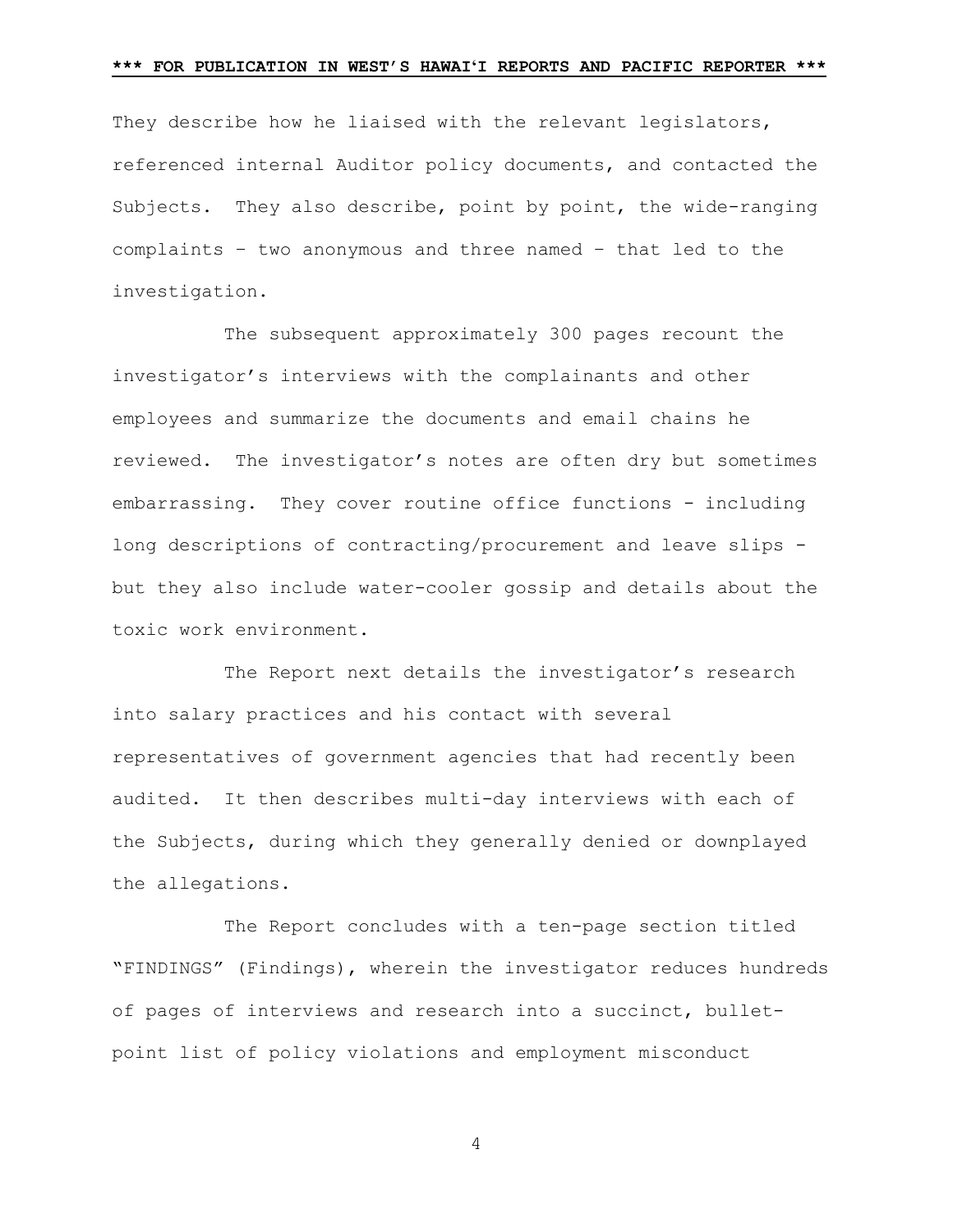They describe how he liaised with the relevant legislators, referenced internal Auditor policy documents, and contacted the Subjects. They also describe, point by point, the wide-ranging complaints – two anonymous and three named – that led to the investigation.

The subsequent approximately 300 pages recount the investigator's interviews with the complainants and other employees and summarize the documents and email chains he reviewed. The investigator's notes are often dry but sometimes embarrassing. They cover routine office functions - including long descriptions of contracting/procurement and leave slips - but they also include water-cooler gossip and details about the toxic work environment.

The Report next details the investigator's research into salary practices and his contact with several representatives of government agencies that had recently been audited. It then describes multi-day interviews with each of the Subjects, during which they generally denied or downplayed the allegations.

The Report concludes with a ten-page section titled "FINDINGS" (Findings), wherein the investigator reduces hundreds of pages of interviews and research into a succinct, bullet-point list of policy violations and employment misconduct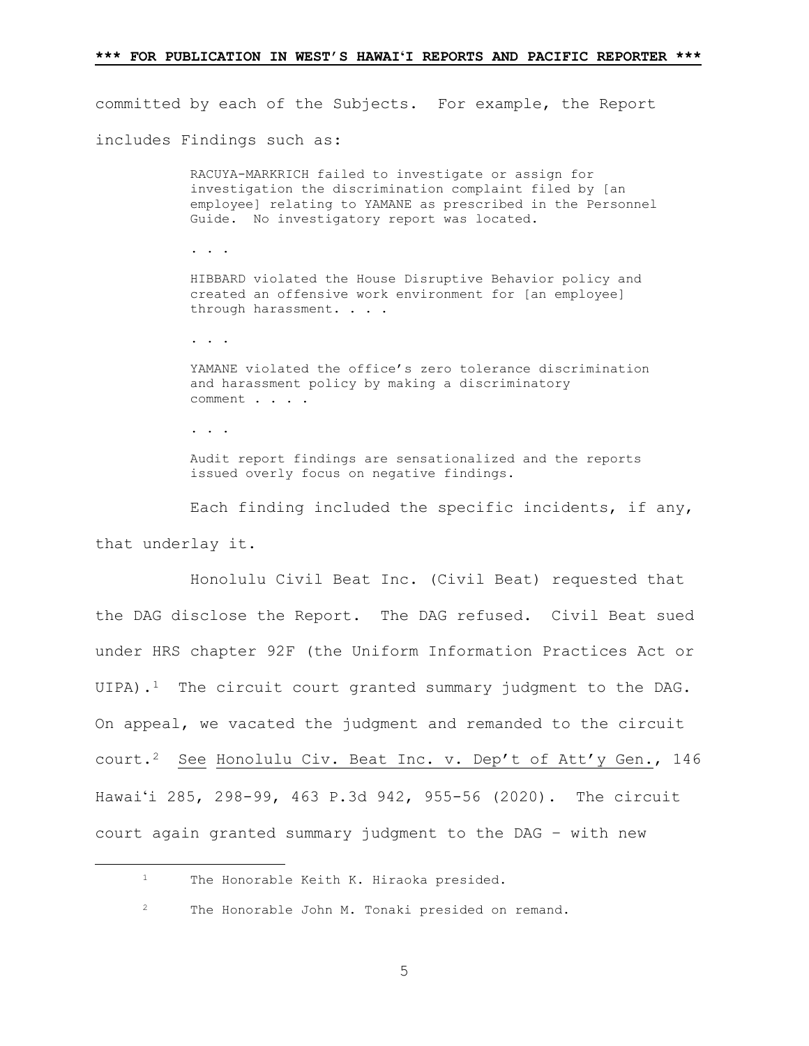committed by each of the Subjects. For example, the Report includes Findings such as:

> RACUYA-MARKRICH failed to investigate or assign for investigation the discrimination complaint filed by [an employee] relating to YAMANE as prescribed in the Personnel Guide. No investigatory report was located.
>
> . . .
>
> HIBBARD violated the House Disruptive Behavior policy and created an offensive work environment for [an employee] through harassment. . . .
>
> . . .
>
> YAMANE violated the office's zero tolerance discrimination and harassment policy by making a discriminatory comment . . . .
>
> . . .
>
> Audit report findings are sensationalized and the reports issued overly focus on negative findings.

Each finding included the specific incidents, if any, that underlay it.

Honolulu Civil Beat Inc. (Civil Beat) requested that the DAG disclose the Report. The DAG refused. Civil Beat sued under HRS chapter 92F (the Uniform Information Practices Act or UIPA).[1] The circuit court granted summary judgment to the DAG. On appeal, we vacated the judgment and remanded to the circuit court.[2] See Honolulu Civ. Beat Inc. v. Dep't of Att'y Gen., 146 Hawaiʻi 285, 298-99, 463 P.3d 942, 955-56 (2020). The circuit court again granted summary judgment to the DAG – with new

---

[1] The Honorable Keith K. Hiraoka presided.

[2] The Honorable John M. Tonaki presided on remand.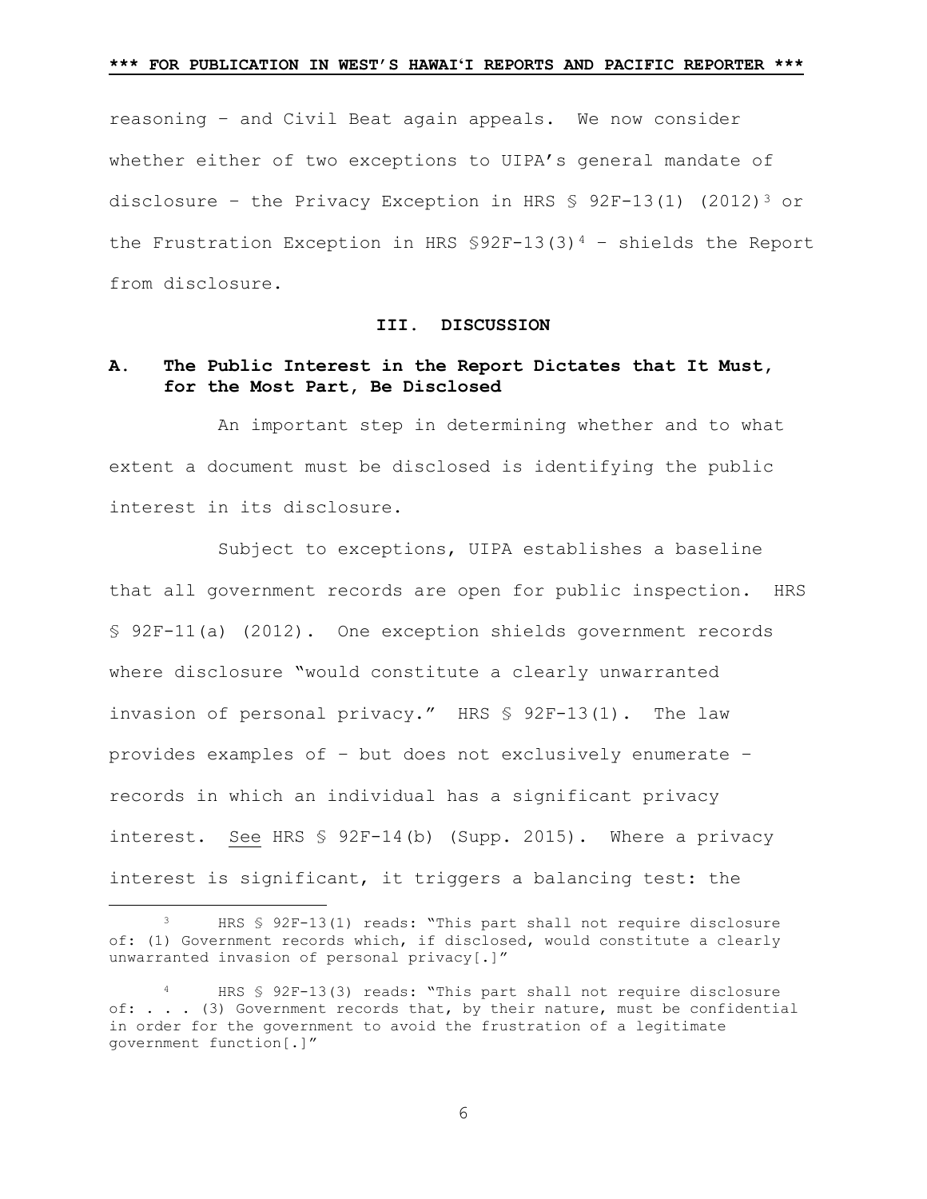reasoning – and Civil Beat again appeals. We now consider whether either of two exceptions to UIPA's general mandate of disclosure – the Privacy Exception in HRS § 92F-13(1) (2012)[3] or the Frustration Exception in HRS §92F-13(3)[4] – shields the Report from disclosure.

## III. DISCUSSION

### A. The Public Interest in the Report Dictates that It Must, for the Most Part, Be Disclosed

An important step in determining whether and to what extent a document must be disclosed is identifying the public interest in its disclosure.

Subject to exceptions, UIPA establishes a baseline that all government records are open for public inspection. HRS § 92F-11(a) (2012). One exception shields government records where disclosure "would constitute a clearly unwarranted invasion of personal privacy." HRS § 92F-13(1). The law provides examples of – but does not exclusively enumerate – records in which an individual has a significant privacy interest. See HRS § 92F-14(b) (Supp. 2015). Where a privacy interest is significant, it triggers a balancing test: the

---

[3] HRS § 92F-13(1) reads: "This part shall not require disclosure of: (1) Government records which, if disclosed, would constitute a clearly unwarranted invasion of personal privacy[.]"

[4] HRS § 92F-13(3) reads: "This part shall not require disclosure of: . . . (3) Government records that, by their nature, must be confidential in order for the government to avoid the frustration of a legitimate government function[.]"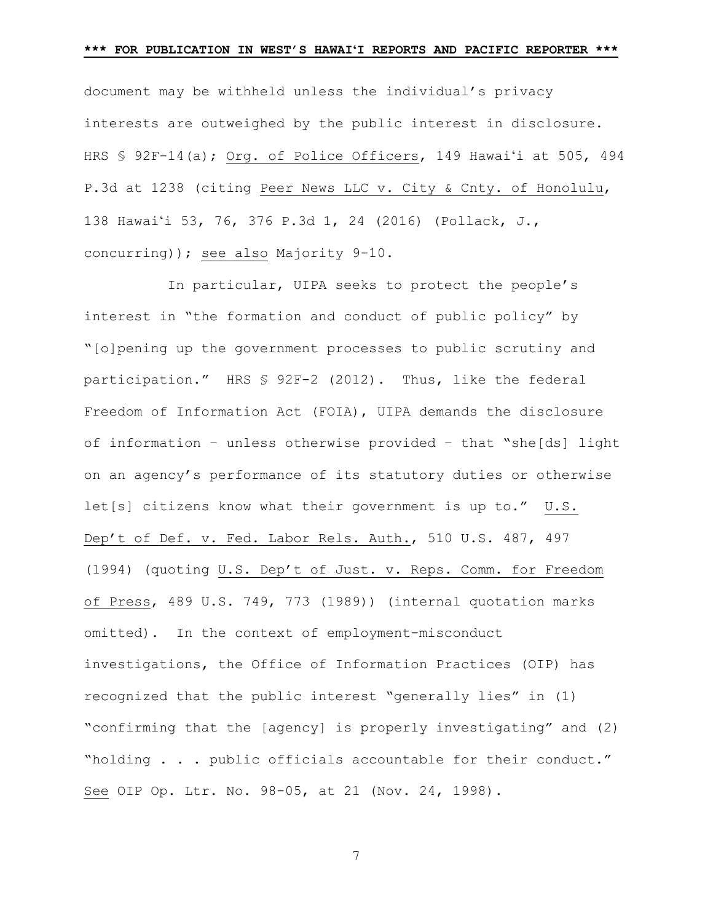document may be withheld unless the individual's privacy interests are outweighed by the public interest in disclosure. HRS § 92F-14(a); Org. of Police Officers, 149 Hawaiʻi at 505, 494 P.3d at 1238 (citing Peer News LLC v. City & Cnty. of Honolulu, 138 Hawaiʻi 53, 76, 376 P.3d 1, 24 (2016) (Pollack, J., concurring)); see also Majority 9-10.

In particular, UIPA seeks to protect the people's interest in "the formation and conduct of public policy" by "[o]pening up the government processes to public scrutiny and participation." HRS § 92F-2 (2012). Thus, like the federal Freedom of Information Act (FOIA), UIPA demands the disclosure of information – unless otherwise provided – that "she[ds] light on an agency's performance of its statutory duties or otherwise let[s] citizens know what their government is up to." U.S. Dep't of Def. v. Fed. Labor Rels. Auth., 510 U.S. 487, 497 (1994) (quoting U.S. Dep't of Just. v. Reps. Comm. for Freedom of Press, 489 U.S. 749, 773 (1989)) (internal quotation marks omitted). In the context of employment-misconduct investigations, the Office of Information Practices (OIP) has recognized that the public interest "generally lies" in (1) "confirming that the [agency] is properly investigating" and (2) "holding . . . public officials accountable for their conduct." See OIP Op. Ltr. No. 98-05, at 21 (Nov. 24, 1998).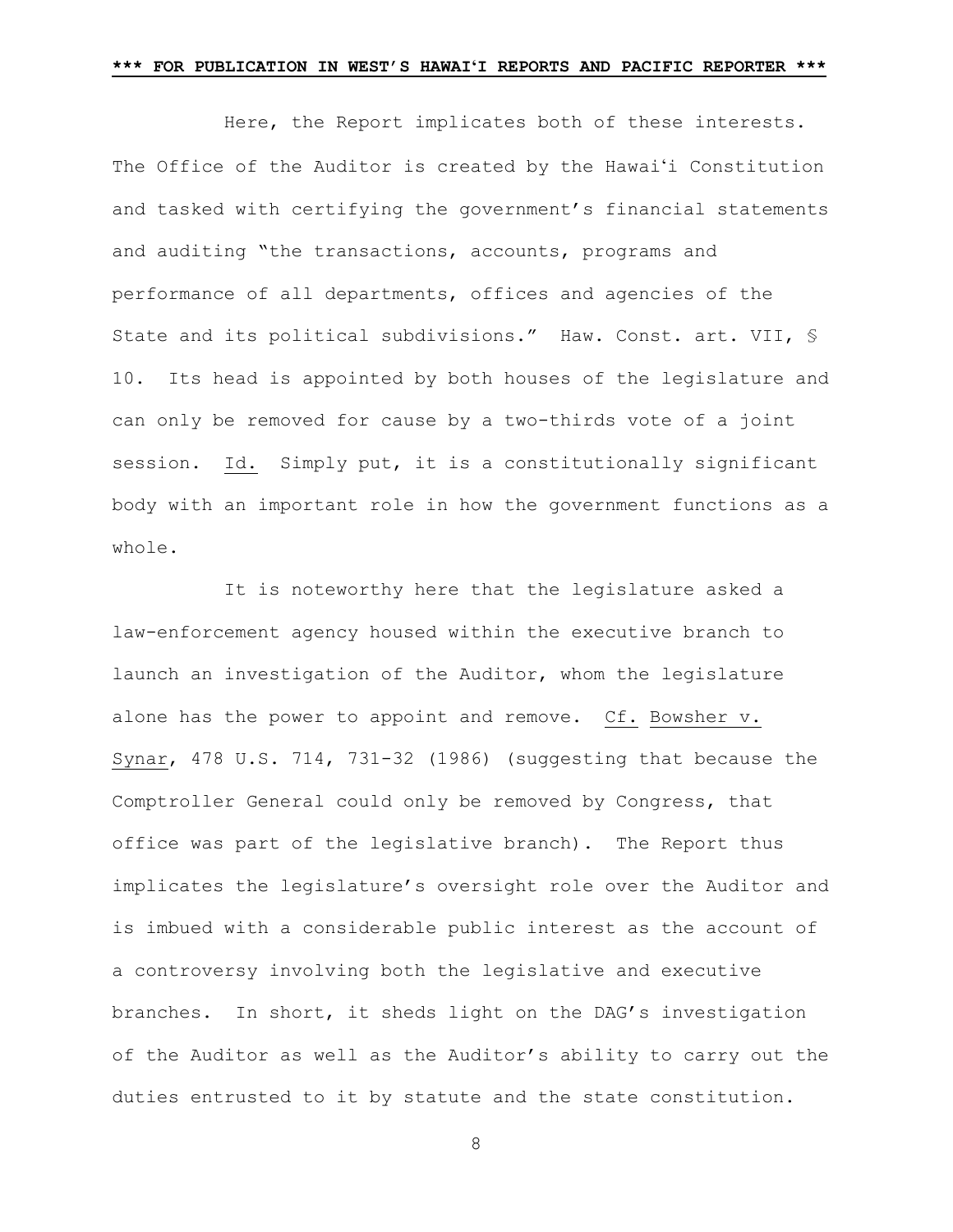Here, the Report implicates both of these interests. The Office of the Auditor is created by the Hawaiʻi Constitution and tasked with certifying the government's financial statements and auditing "the transactions, accounts, programs and performance of all departments, offices and agencies of the State and its political subdivisions." Haw. Const. art. VII, § 10. Its head is appointed by both houses of the legislature and can only be removed for cause by a two-thirds vote of a joint session. Id. Simply put, it is a constitutionally significant body with an important role in how the government functions as a whole.

It is noteworthy here that the legislature asked a law-enforcement agency housed within the executive branch to launch an investigation of the Auditor, whom the legislature alone has the power to appoint and remove. Cf. Bowsher v. Synar, 478 U.S. 714, 731-32 (1986) (suggesting that because the Comptroller General could only be removed by Congress, that office was part of the legislative branch). The Report thus implicates the legislature's oversight role over the Auditor and is imbued with a considerable public interest as the account of a controversy involving both the legislative and executive branches. In short, it sheds light on the DAG's investigation of the Auditor as well as the Auditor's ability to carry out the duties entrusted to it by statute and the state constitution.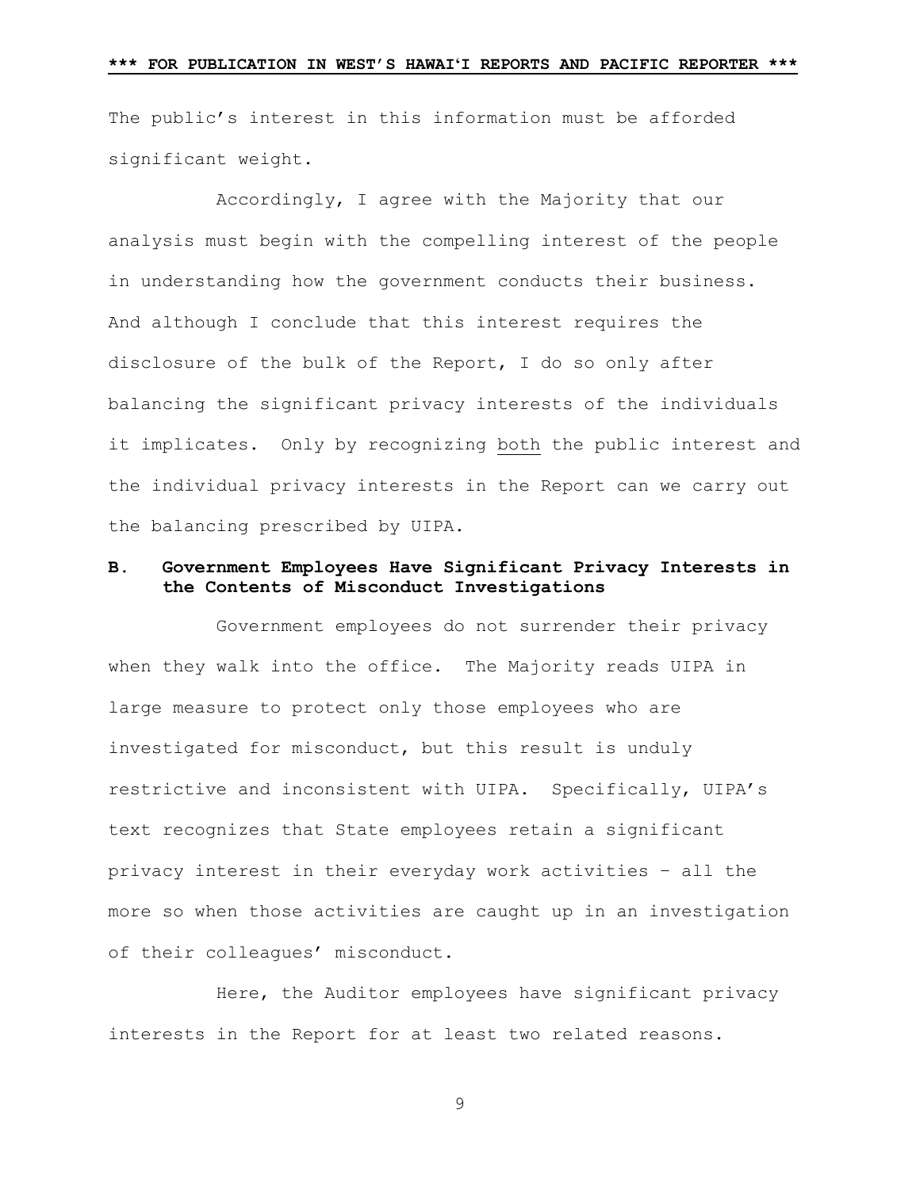The public's interest in this information must be afforded significant weight.

Accordingly, I agree with the Majority that our analysis must begin with the compelling interest of the people in understanding how the government conducts their business. And although I conclude that this interest requires the disclosure of the bulk of the Report, I do so only after balancing the significant privacy interests of the individuals it implicates. Only by recognizing <u>both</u> the public interest and the individual privacy interests in the Report can we carry out the balancing prescribed by UIPA.

### B. Government Employees Have Significant Privacy Interests in the Contents of Misconduct Investigations

Government employees do not surrender their privacy when they walk into the office. The Majority reads UIPA in large measure to protect only those employees who are investigated for misconduct, but this result is unduly restrictive and inconsistent with UIPA. Specifically, UIPA's text recognizes that State employees retain a significant privacy interest in their everyday work activities – all the more so when those activities are caught up in an investigation of their colleagues' misconduct.

Here, the Auditor employees have significant privacy interests in the Report for at least two related reasons.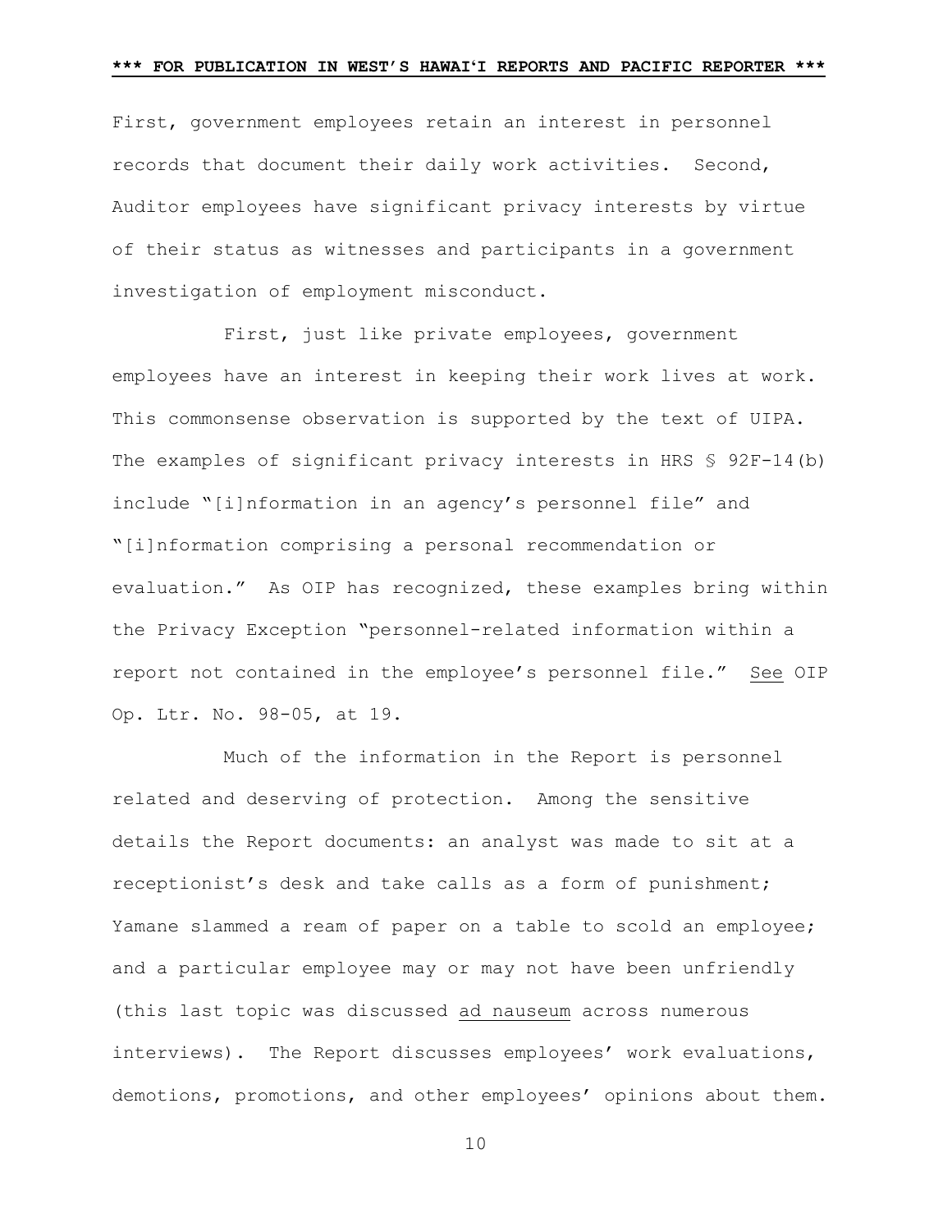First, government employees retain an interest in personnel records that document their daily work activities. Second, Auditor employees have significant privacy interests by virtue of their status as witnesses and participants in a government investigation of employment misconduct.

First, just like private employees, government employees have an interest in keeping their work lives at work. This commonsense observation is supported by the text of UIPA. The examples of significant privacy interests in HRS § 92F-14(b) include "[i]nformation in an agency's personnel file" and "[i]nformation comprising a personal recommendation or evaluation." As OIP has recognized, these examples bring within the Privacy Exception "personnel-related information within a report not contained in the employee's personnel file." See OIP Op. Ltr. No. 98-05, at 19.

Much of the information in the Report is personnel related and deserving of protection. Among the sensitive details the Report documents: an analyst was made to sit at a receptionist's desk and take calls as a form of punishment; Yamane slammed a ream of paper on a table to scold an employee; and a particular employee may or may not have been unfriendly (this last topic was discussed ad nauseum across numerous interviews). The Report discusses employees' work evaluations, demotions, promotions, and other employees' opinions about them.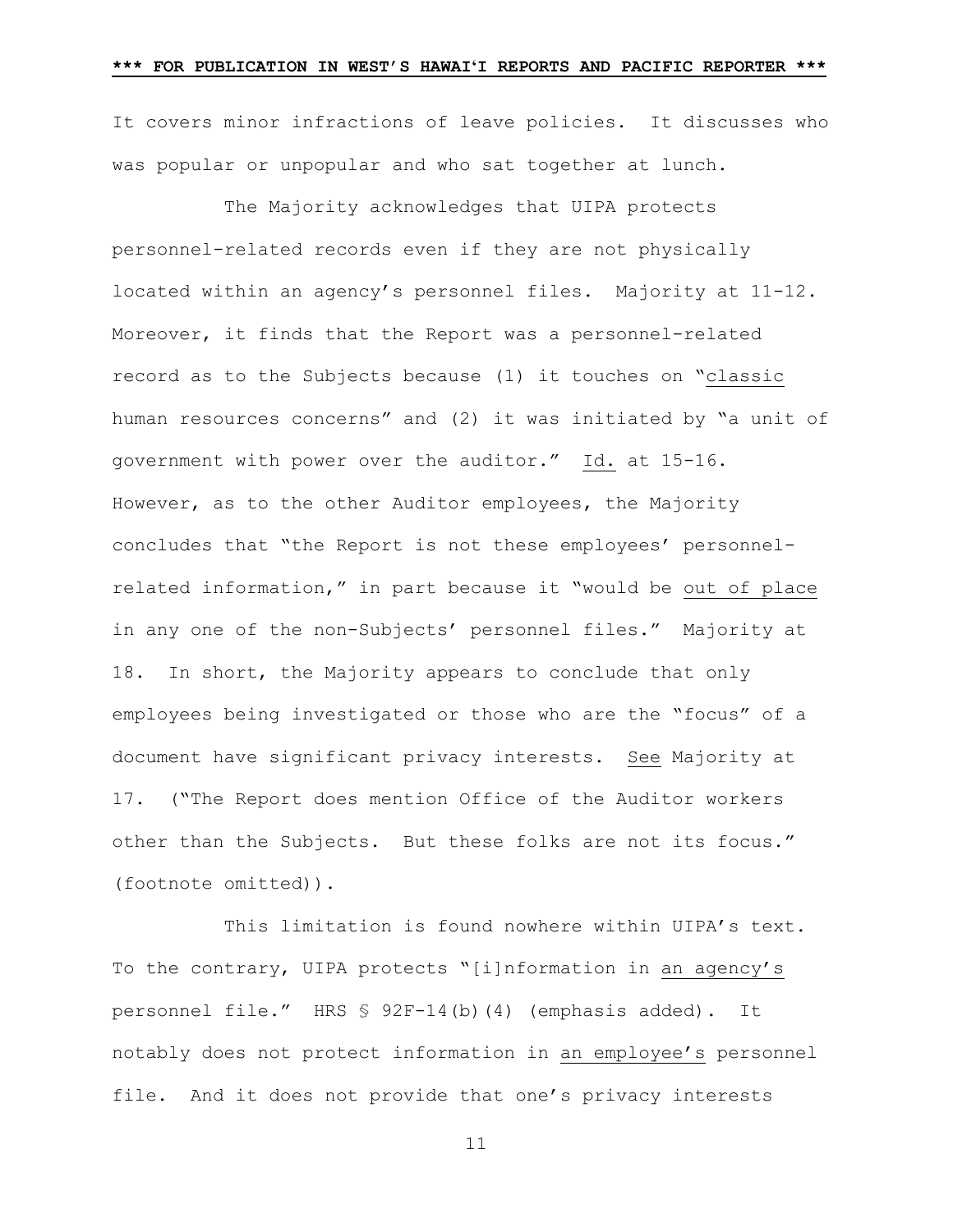It covers minor infractions of leave policies. It discusses who was popular or unpopular and who sat together at lunch.

The Majority acknowledges that UIPA protects personnel-related records even if they are not physically located within an agency's personnel files. Majority at 11-12. Moreover, it finds that the Report was a personnel-related record as to the Subjects because (1) it touches on "classic human resources concerns" and (2) it was initiated by "a unit of government with power over the auditor." Id. at 15-16. However, as to the other Auditor employees, the Majority concludes that "the Report is not these employees' personnel-related information," in part because it "would be out of place in any one of the non-Subjects' personnel files." Majority at 18. In short, the Majority appears to conclude that only employees being investigated or those who are the "focus" of a document have significant privacy interests. See Majority at 17. ("The Report does mention Office of the Auditor workers other than the Subjects. But these folks are not its focus." (footnote omitted)).

This limitation is found nowhere within UIPA's text. To the contrary, UIPA protects "[i]nformation in an agency's personnel file." HRS § 92F-14(b)(4) (emphasis added). It notably does not protect information in an employee's personnel file. And it does not provide that one's privacy interests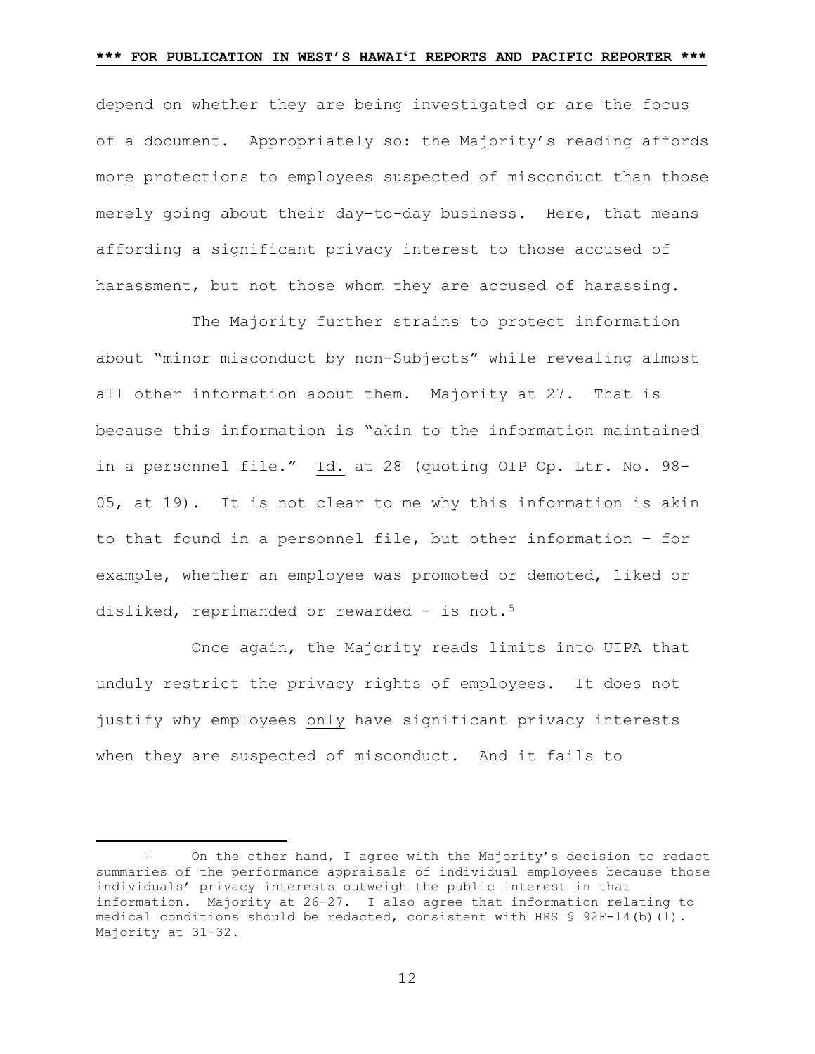depend on whether they are being investigated or are the focus of a document. Appropriately so: the Majority's reading affords more protections to employees suspected of misconduct than those merely going about their day-to-day business. Here, that means affording a significant privacy interest to those accused of harassment, but not those whom they are accused of harassing.

The Majority further strains to protect information about "minor misconduct by non-Subjects" while revealing almost all other information about them. Majority at 27. That is because this information is "akin to the information maintained in a personnel file." Id. at 28 (quoting OIP Op. Ltr. No. 98-05, at 19). It is not clear to me why this information is akin to that found in a personnel file, but other information – for example, whether an employee was promoted or demoted, liked or disliked, reprimanded or rewarded - is not.[5]

Once again, the Majority reads limits into UIPA that unduly restrict the privacy rights of employees. It does not justify why employees only have significant privacy interests when they are suspected of misconduct. And it fails to

[5] On the other hand, I agree with the Majority's decision to redact summaries of the performance appraisals of individual employees because those individuals' privacy interests outweigh the public interest in that information. Majority at 26-27. I also agree that information relating to medical conditions should be redacted, consistent with HRS § 92F-14(b)(1). Majority at 31-32.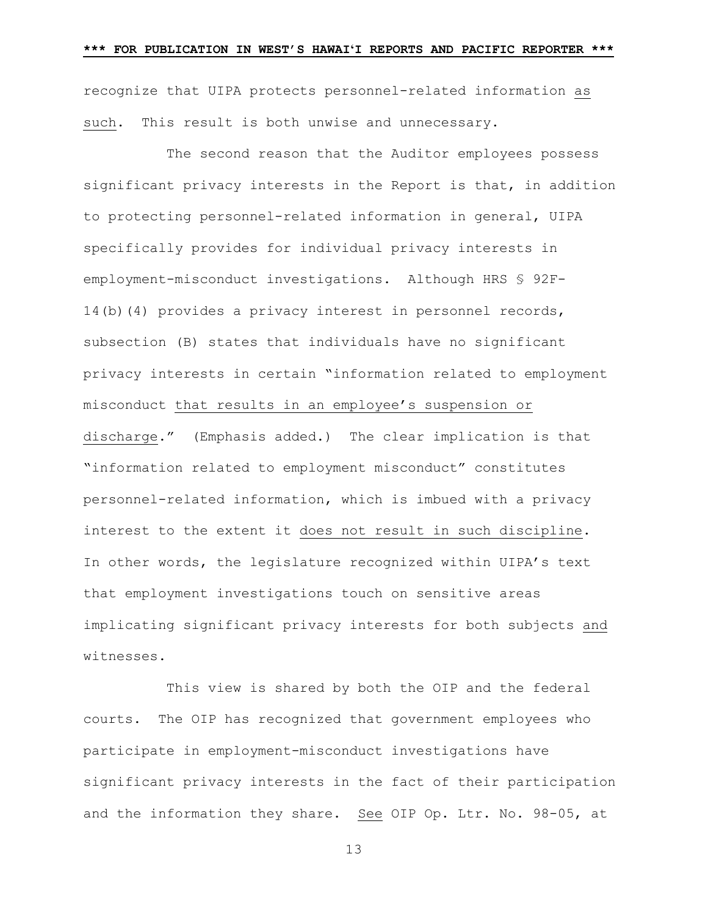recognize that UIPA protects personnel-related information <u>as such</u>. This result is both unwise and unnecessary.

The second reason that the Auditor employees possess significant privacy interests in the Report is that, in addition to protecting personnel-related information in general, UIPA specifically provides for individual privacy interests in employment-misconduct investigations. Although HRS § 92F-14(b)(4) provides a privacy interest in personnel records, subsection (B) states that individuals have no significant privacy interests in certain "information related to employment misconduct <u>that results in an employee's suspension or discharge</u>." (Emphasis added.) The clear implication is that "information related to employment misconduct" constitutes personnel-related information, which is imbued with a privacy interest to the extent it <u>does not result in such discipline</u>. In other words, the legislature recognized within UIPA's text that employment investigations touch on sensitive areas implicating significant privacy interests for both subjects <u>and</u> witnesses.

This view is shared by both the OIP and the federal courts. The OIP has recognized that government employees who participate in employment-misconduct investigations have significant privacy interests in the fact of their participation and the information they share. <u>See</u> OIP Op. Ltr. No. 98-05, at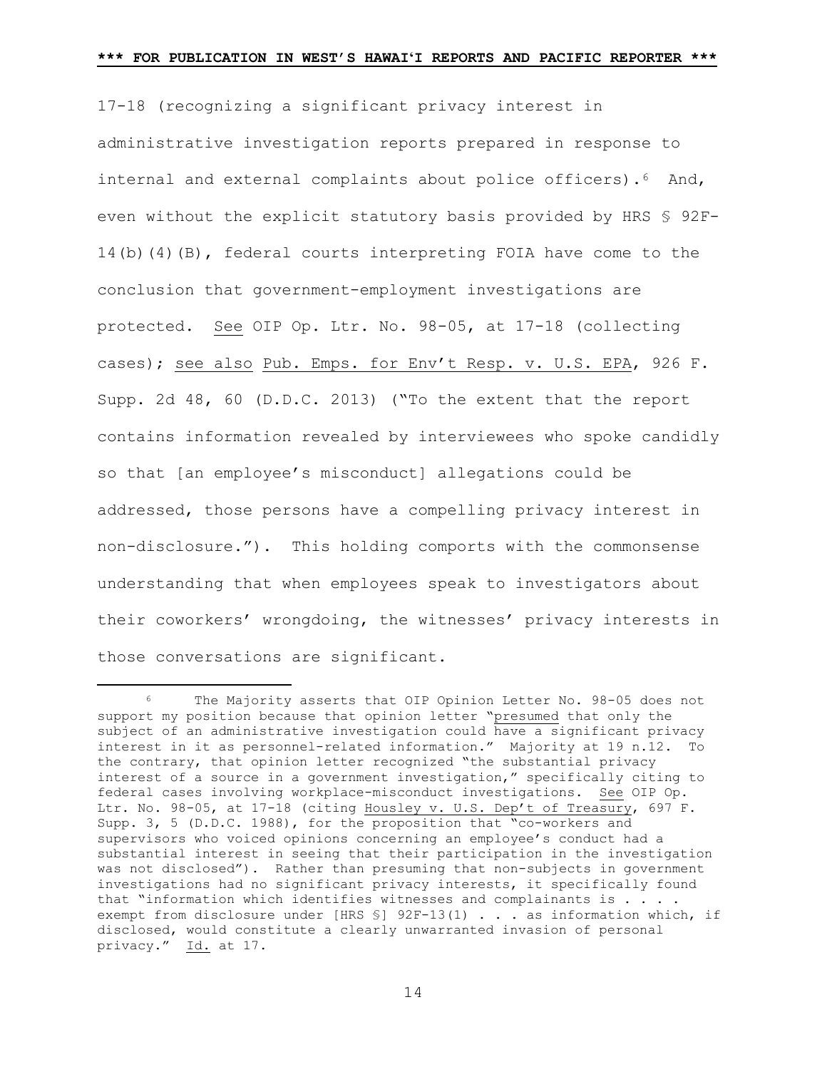17-18 (recognizing a significant privacy interest in administrative investigation reports prepared in response to internal and external complaints about police officers).[6] And, even without the explicit statutory basis provided by HRS § 92F-14(b)(4)(B), federal courts interpreting FOIA have come to the conclusion that government-employment investigations are protected. See OIP Op. Ltr. No. 98-05, at 17-18 (collecting cases); see also Pub. Emps. for Env't Resp. v. U.S. EPA, 926 F. Supp. 2d 48, 60 (D.D.C. 2013) ("To the extent that the report contains information revealed by interviewees who spoke candidly so that [an employee's misconduct] allegations could be addressed, those persons have a compelling privacy interest in non-disclosure."). This holding comports with the commonsense understanding that when employees speak to investigators about their coworkers' wrongdoing, the witnesses' privacy interests in those conversations are significant.

[6] The Majority asserts that OIP Opinion Letter No. 98-05 does not support my position because that opinion letter "presumed that only the subject of an administrative investigation could have a significant privacy interest in it as personnel-related information." Majority at 19 n.12. To the contrary, that opinion letter recognized "the substantial privacy interest of a source in a government investigation," specifically citing to federal cases involving workplace-misconduct investigations. See OIP Op. Ltr. No. 98-05, at 17-18 (citing Housley v. U.S. Dep't of Treasury, 697 F. Supp. 3, 5 (D.D.C. 1988), for the proposition that "co-workers and supervisors who voiced opinions concerning an employee's conduct had a substantial interest in seeing that their participation in the investigation was not disclosed"). Rather than presuming that non-subjects in government investigations had no significant privacy interests, it specifically found that "information which identifies witnesses and complainants is . . . . exempt from disclosure under [HRS §] 92F-13(1) . . . as information which, if disclosed, would constitute a clearly unwarranted invasion of personal privacy." Id. at 17.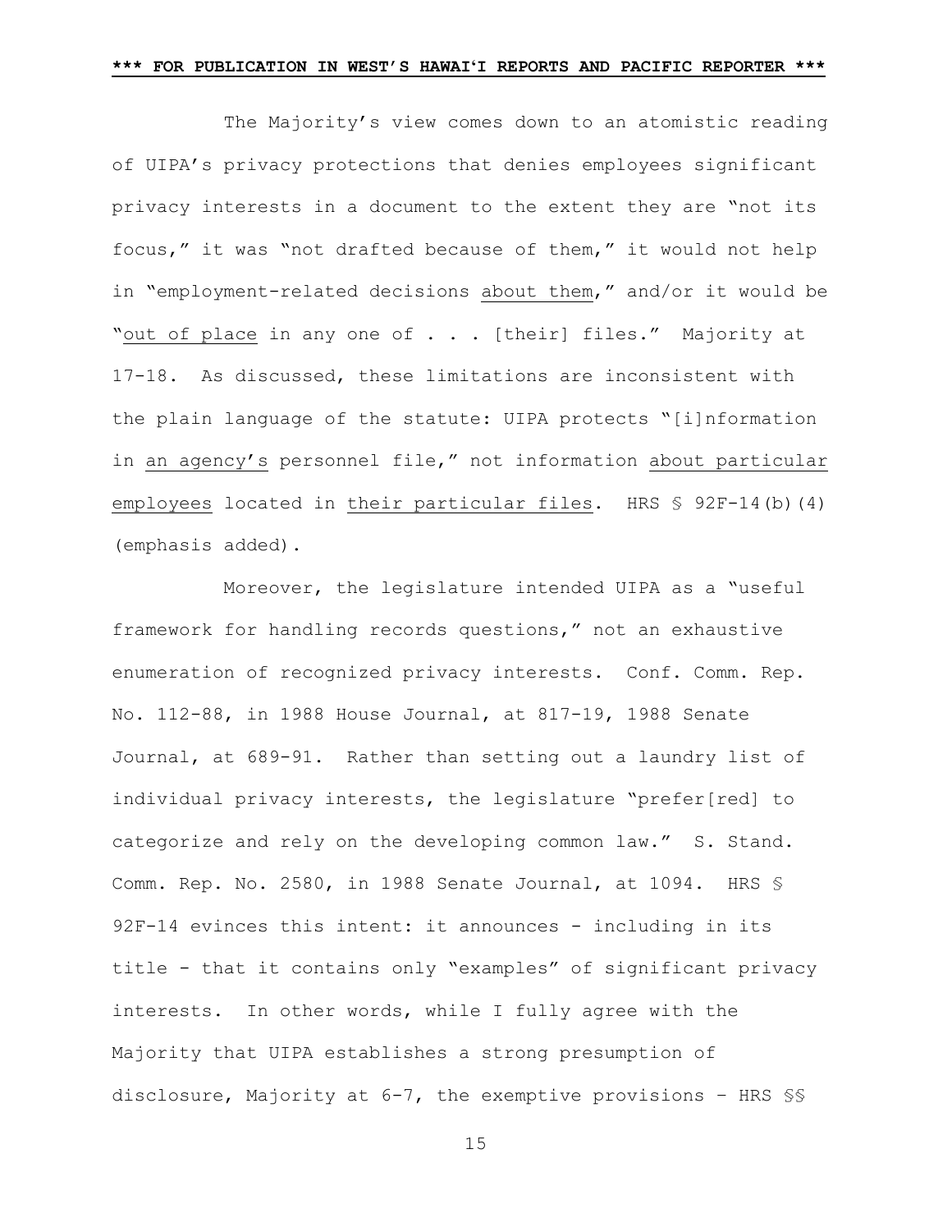The Majority's view comes down to an atomistic reading of UIPA's privacy protections that denies employees significant privacy interests in a document to the extent they are "not its focus," it was "not drafted because of them," it would not help in "employment-related decisions <u>about them</u>," and/or it would be "<u>out of place</u> in any one of . . . [their] files." Majority at 17-18. As discussed, these limitations are inconsistent with the plain language of the statute: UIPA protects "[i]nformation in <u>an agency's</u> personnel file," not information <u>about particular employees</u> located in <u>their particular files</u>. HRS § 92F-14(b)(4) (emphasis added).

Moreover, the legislature intended UIPA as a "useful framework for handling records questions," not an exhaustive enumeration of recognized privacy interests. Conf. Comm. Rep. No. 112-88, in 1988 House Journal, at 817-19, 1988 Senate Journal, at 689-91. Rather than setting out a laundry list of individual privacy interests, the legislature "prefer[red] to categorize and rely on the developing common law." S. Stand. Comm. Rep. No. 2580, in 1988 Senate Journal, at 1094. HRS § 92F-14 evinces this intent: it announces - including in its title - that it contains only "examples" of significant privacy interests. In other words, while I fully agree with the Majority that UIPA establishes a strong presumption of disclosure, Majority at 6-7, the exemptive provisions – HRS §§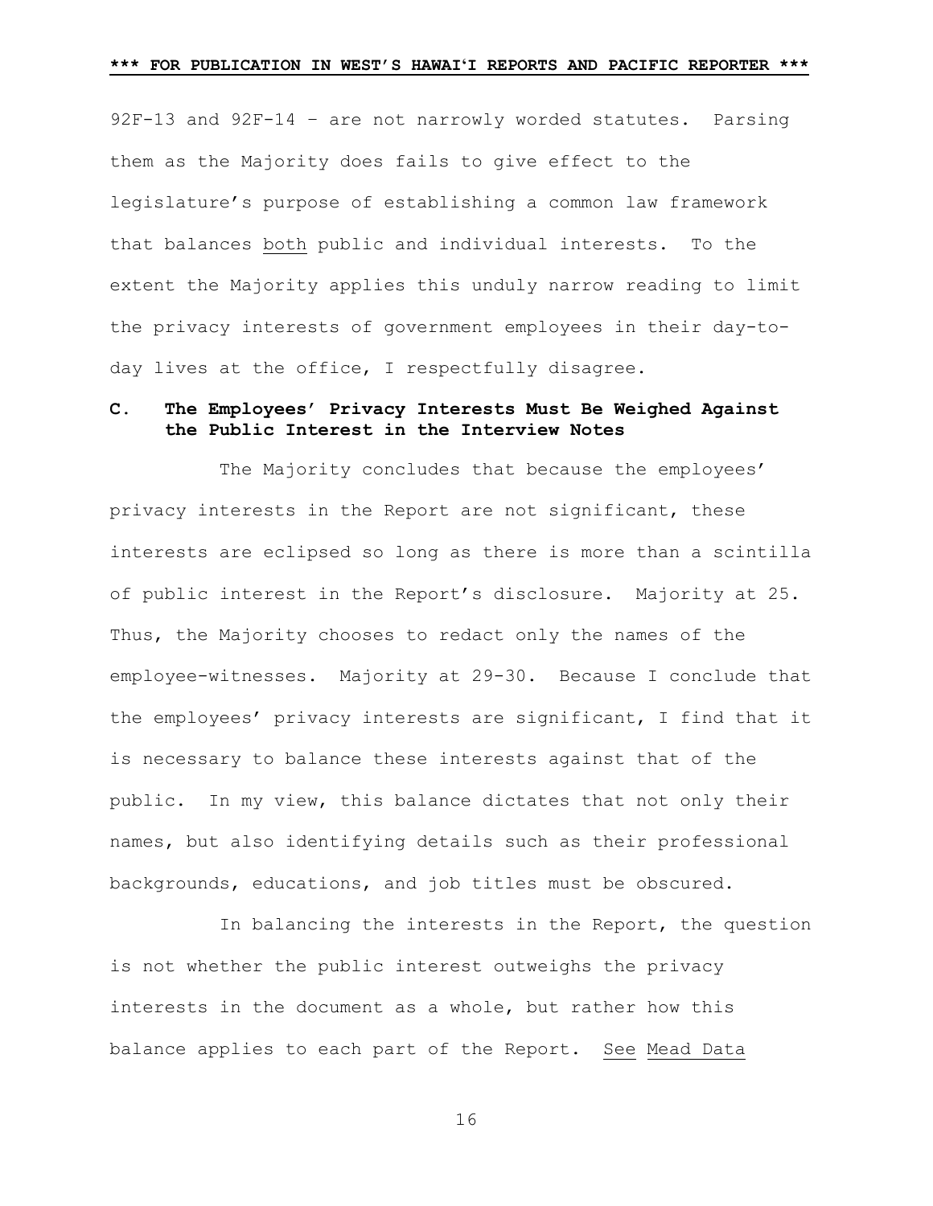92F-13 and 92F-14 – are not narrowly worded statutes. Parsing them as the Majority does fails to give effect to the legislature's purpose of establishing a common law framework that balances both public and individual interests. To the extent the Majority applies this unduly narrow reading to limit the privacy interests of government employees in their day-to-day lives at the office, I respectfully disagree.

### C. The Employees' Privacy Interests Must Be Weighed Against the Public Interest in the Interview Notes

The Majority concludes that because the employees' privacy interests in the Report are not significant, these interests are eclipsed so long as there is more than a scintilla of public interest in the Report's disclosure. Majority at 25. Thus, the Majority chooses to redact only the names of the employee-witnesses. Majority at 29-30. Because I conclude that the employees' privacy interests are significant, I find that it is necessary to balance these interests against that of the public. In my view, this balance dictates that not only their names, but also identifying details such as their professional backgrounds, educations, and job titles must be obscured.

In balancing the interests in the Report, the question is not whether the public interest outweighs the privacy interests in the document as a whole, but rather how this balance applies to each part of the Report. See Mead Data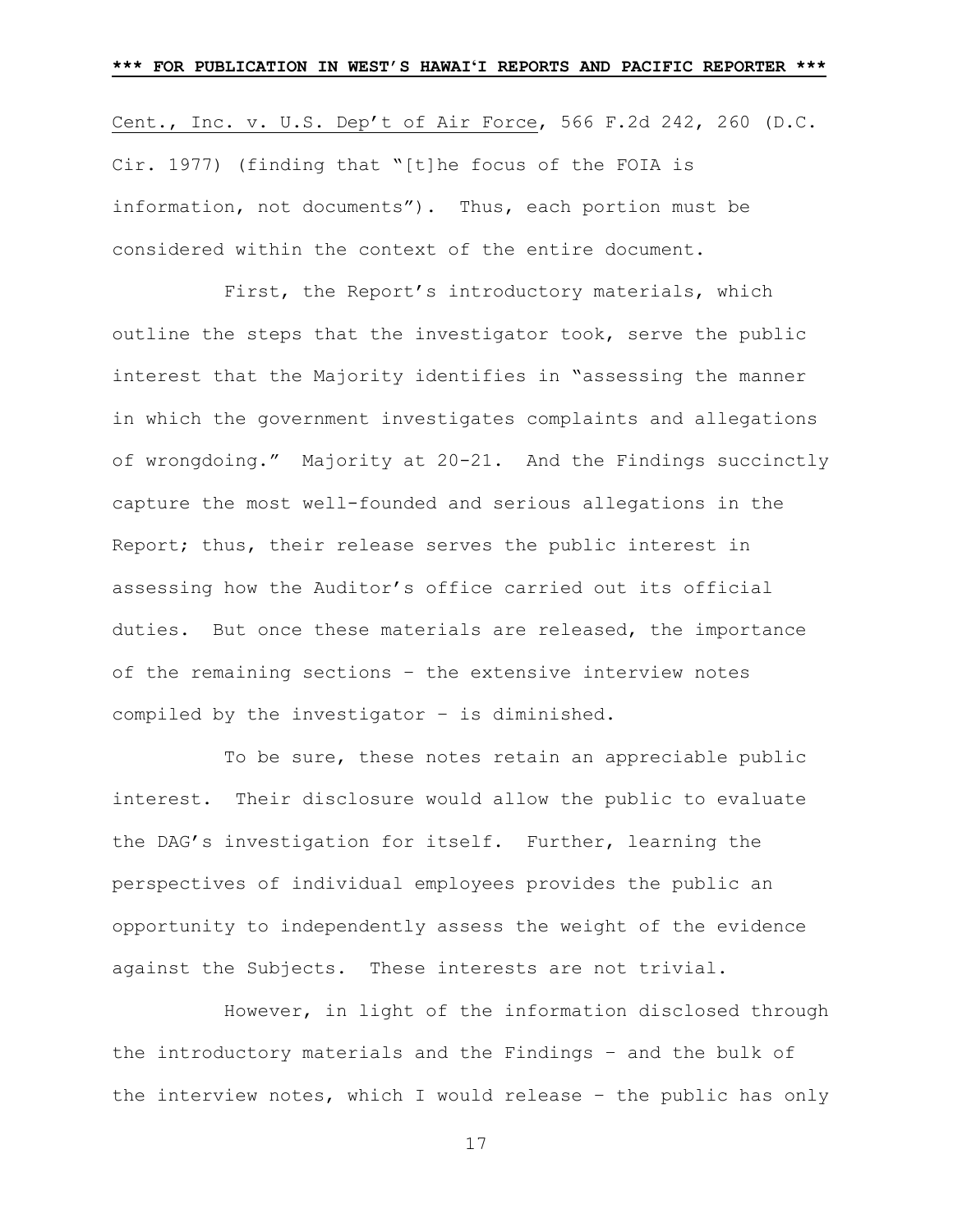Cent., Inc. v. U.S. Dep't of Air Force, 566 F.2d 242, 260 (D.C. Cir. 1977) (finding that "[t]he focus of the FOIA is information, not documents"). Thus, each portion must be considered within the context of the entire document.

First, the Report's introductory materials, which outline the steps that the investigator took, serve the public interest that the Majority identifies in "assessing the manner in which the government investigates complaints and allegations of wrongdoing." Majority at 20-21. And the Findings succinctly capture the most well-founded and serious allegations in the Report; thus, their release serves the public interest in assessing how the Auditor's office carried out its official duties. But once these materials are released, the importance of the remaining sections – the extensive interview notes compiled by the investigator – is diminished.

To be sure, these notes retain an appreciable public interest. Their disclosure would allow the public to evaluate the DAG's investigation for itself. Further, learning the perspectives of individual employees provides the public an opportunity to independently assess the weight of the evidence against the Subjects. These interests are not trivial.

However, in light of the information disclosed through the introductory materials and the Findings – and the bulk of the interview notes, which I would release – the public has only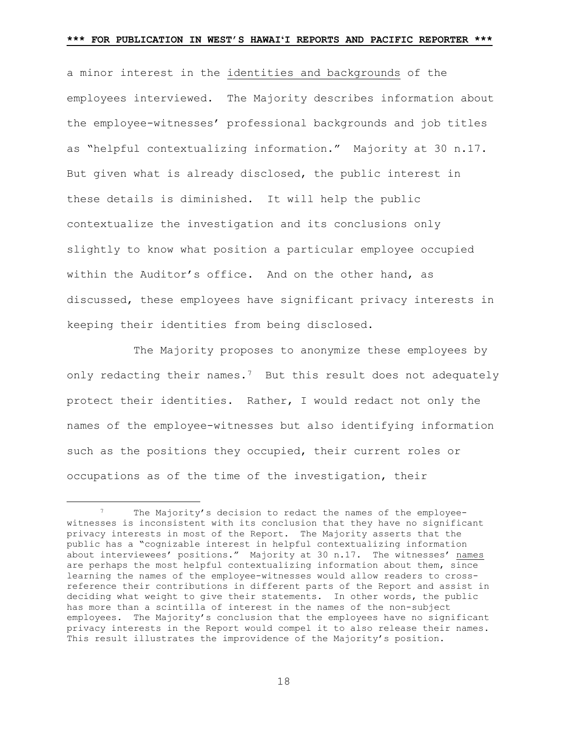a minor interest in the identities and backgrounds of the employees interviewed. The Majority describes information about the employee-witnesses' professional backgrounds and job titles as "helpful contextualizing information." Majority at 30 n.17. But given what is already disclosed, the public interest in these details is diminished. It will help the public contextualize the investigation and its conclusions only slightly to know what position a particular employee occupied within the Auditor's office. And on the other hand, as discussed, these employees have significant privacy interests in keeping their identities from being disclosed.

The Majority proposes to anonymize these employees by only redacting their names.[7] But this result does not adequately protect their identities. Rather, I would redact not only the names of the employee-witnesses but also identifying information such as the positions they occupied, their current roles or occupations as of the time of the investigation, their

---

[7] The Majority's decision to redact the names of the employee-witnesses is inconsistent with its conclusion that they have no significant privacy interests in most of the Report. The Majority asserts that the public has a "cognizable interest in helpful contextualizing information about interviewees' positions." Majority at 30 n.17. The witnesses' names are perhaps the most helpful contextualizing information about them, since learning the names of the employee-witnesses would allow readers to cross-reference their contributions in different parts of the Report and assist in deciding what weight to give their statements. In other words, the public has more than a scintilla of interest in the names of the non-subject employees. The Majority's conclusion that the employees have no significant privacy interests in the Report would compel it to also release their names. This result illustrates the improvidence of the Majority's position.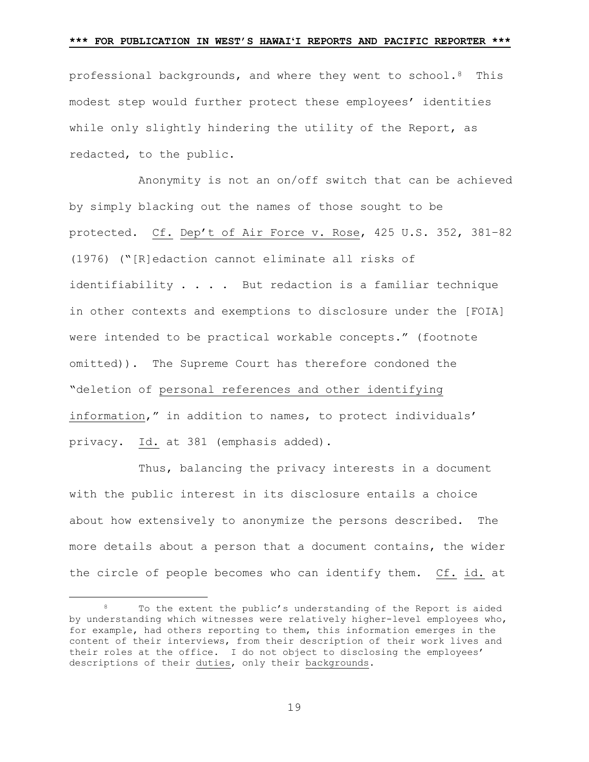professional backgrounds, and where they went to school.[8] This modest step would further protect these employees' identities while only slightly hindering the utility of the Report, as redacted, to the public.

Anonymity is not an on/off switch that can be achieved by simply blacking out the names of those sought to be protected. Cf. Dep't of Air Force v. Rose, 425 U.S. 352, 381–82 (1976) ("[R]edaction cannot eliminate all risks of identifiability . . . . But redaction is a familiar technique in other contexts and exemptions to disclosure under the [FOIA] were intended to be practical workable concepts." (footnote omitted)). The Supreme Court has therefore condoned the "deletion of personal references and other identifying information," in addition to names, to protect individuals' privacy. Id. at 381 (emphasis added).

Thus, balancing the privacy interests in a document with the public interest in its disclosure entails a choice about how extensively to anonymize the persons described. The more details about a person that a document contains, the wider the circle of people becomes who can identify them. Cf. id. at

---

[8] To the extent the public's understanding of the Report is aided by understanding which witnesses were relatively higher-level employees who, for example, had others reporting to them, this information emerges in the content of their interviews, from their description of their work lives and their roles at the office. I do not object to disclosing the employees' descriptions of their duties, only their backgrounds.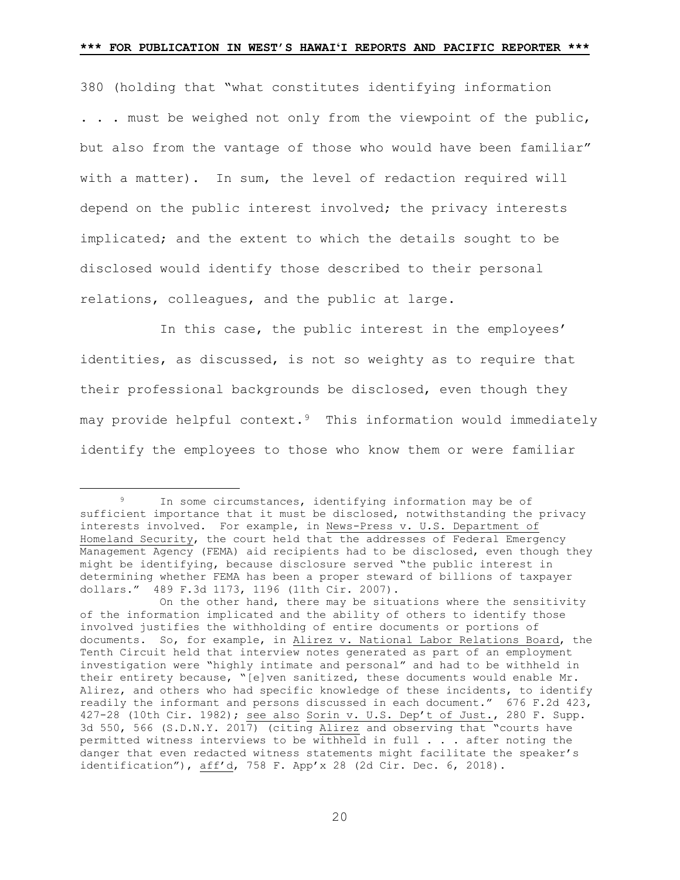380 (holding that "what constitutes identifying information . . . must be weighed not only from the viewpoint of the public, but also from the vantage of those who would have been familiar" with a matter). In sum, the level of redaction required will depend on the public interest involved; the privacy interests implicated; and the extent to which the details sought to be disclosed would identify those described to their personal relations, colleagues, and the public at large.

In this case, the public interest in the employees' identities, as discussed, is not so weighty as to require that their professional backgrounds be disclosed, even though they may provide helpful context.[9] This information would immediately identify the employees to those who know them or were familiar

---

[9] In some circumstances, identifying information may be of sufficient importance that it must be disclosed, notwithstanding the privacy interests involved. For example, in News-Press v. U.S. Department of Homeland Security, the court held that the addresses of Federal Emergency Management Agency (FEMA) aid recipients had to be disclosed, even though they might be identifying, because disclosure served "the public interest in determining whether FEMA has been a proper steward of billions of taxpayer dollars." 489 F.3d 1173, 1196 (11th Cir. 2007).

On the other hand, there may be situations where the sensitivity of the information implicated and the ability of others to identify those involved justifies the withholding of entire documents or portions of documents. So, for example, in Alirez v. National Labor Relations Board, the Tenth Circuit held that interview notes generated as part of an employment investigation were "highly intimate and personal" and had to be withheld in their entirety because, "[e]ven sanitized, these documents would enable Mr. Alirez, and others who had specific knowledge of these incidents, to identify readily the informant and persons discussed in each document." 676 F.2d 423, 427-28 (10th Cir. 1982); see also Sorin v. U.S. Dep't of Just., 280 F. Supp. 3d 550, 566 (S.D.N.Y. 2017) (citing Alirez and observing that "courts have permitted witness interviews to be withheld in full . . . after noting the danger that even redacted witness statements might facilitate the speaker's identification"), aff'd, 758 F. App'x 28 (2d Cir. Dec. 6, 2018).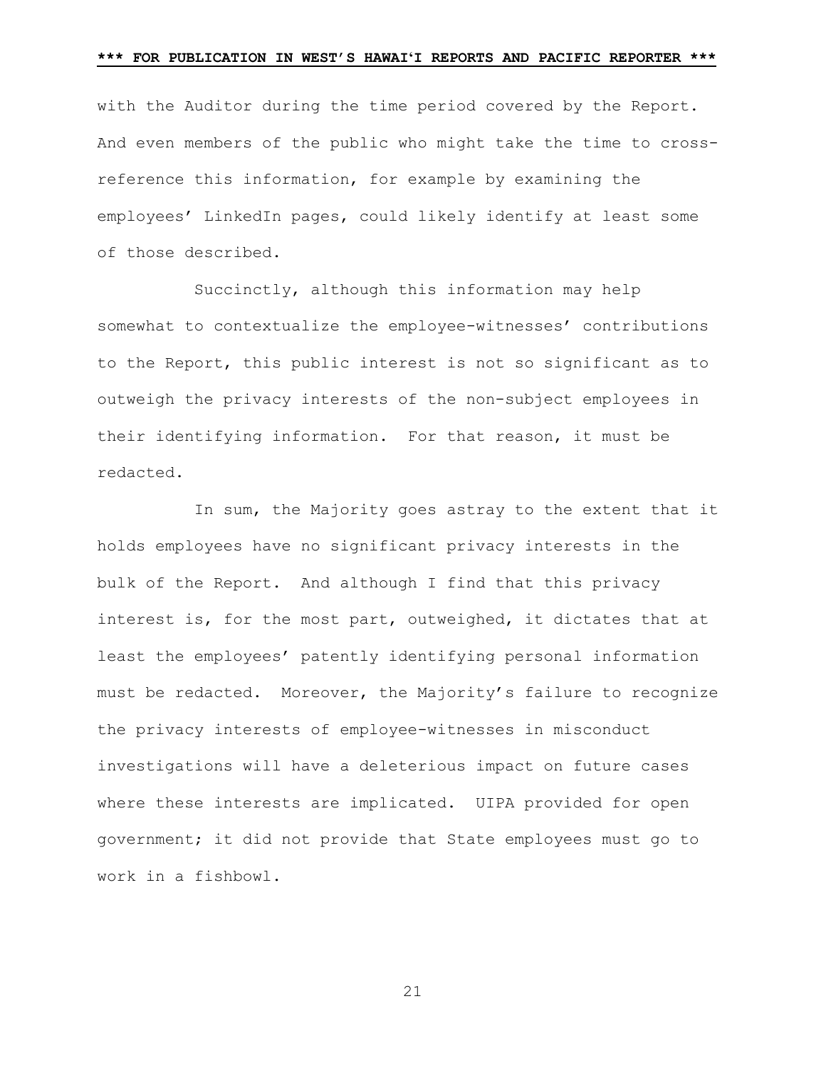with the Auditor during the time period covered by the Report. And even members of the public who might take the time to cross-reference this information, for example by examining the employees' LinkedIn pages, could likely identify at least some of those described.

Succinctly, although this information may help somewhat to contextualize the employee-witnesses' contributions to the Report, this public interest is not so significant as to outweigh the privacy interests of the non-subject employees in their identifying information. For that reason, it must be redacted.

In sum, the Majority goes astray to the extent that it holds employees have no significant privacy interests in the bulk of the Report. And although I find that this privacy interest is, for the most part, outweighed, it dictates that at least the employees' patently identifying personal information must be redacted. Moreover, the Majority's failure to recognize the privacy interests of employee-witnesses in misconduct investigations will have a deleterious impact on future cases where these interests are implicated. UIPA provided for open government; it did not provide that State employees must go to work in a fishbowl.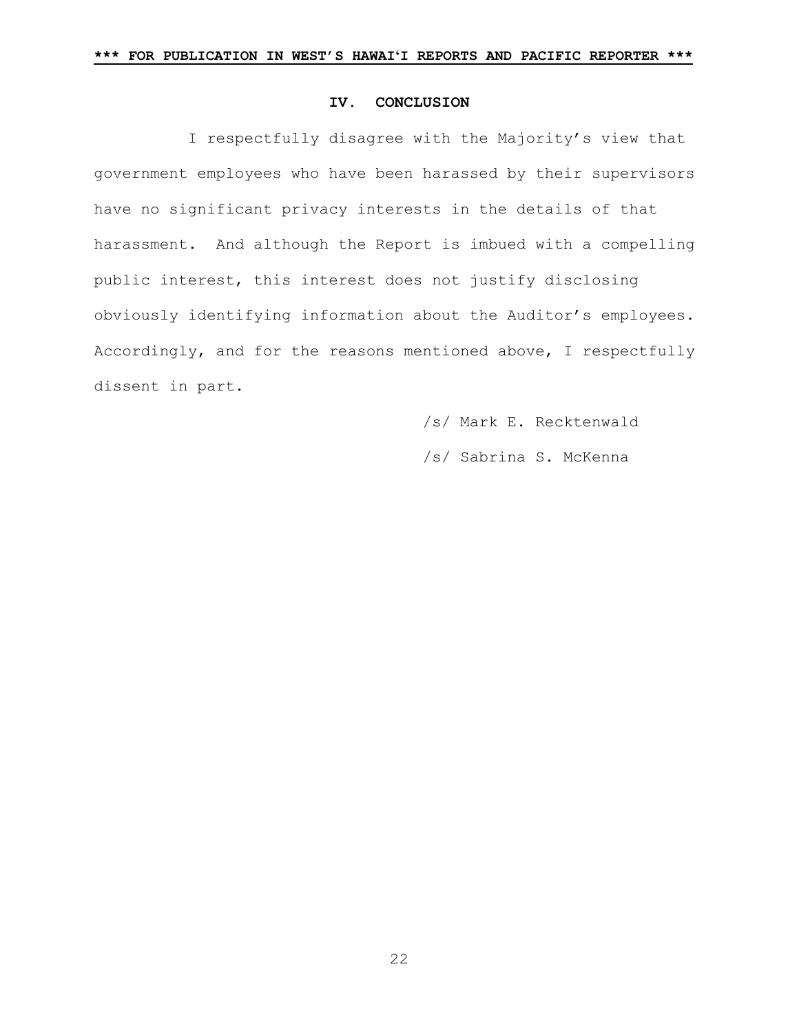## IV. CONCLUSION

I respectfully disagree with the Majority's view that government employees who have been harassed by their supervisors have no significant privacy interests in the details of that harassment. And although the Report is imbued with a compelling public interest, this interest does not justify disclosing obviously identifying information about the Auditor's employees. Accordingly, and for the reasons mentioned above, I respectfully dissent in part.

/s/ Mark E. Recktenwald

/s/ Sabrina S. McKenna